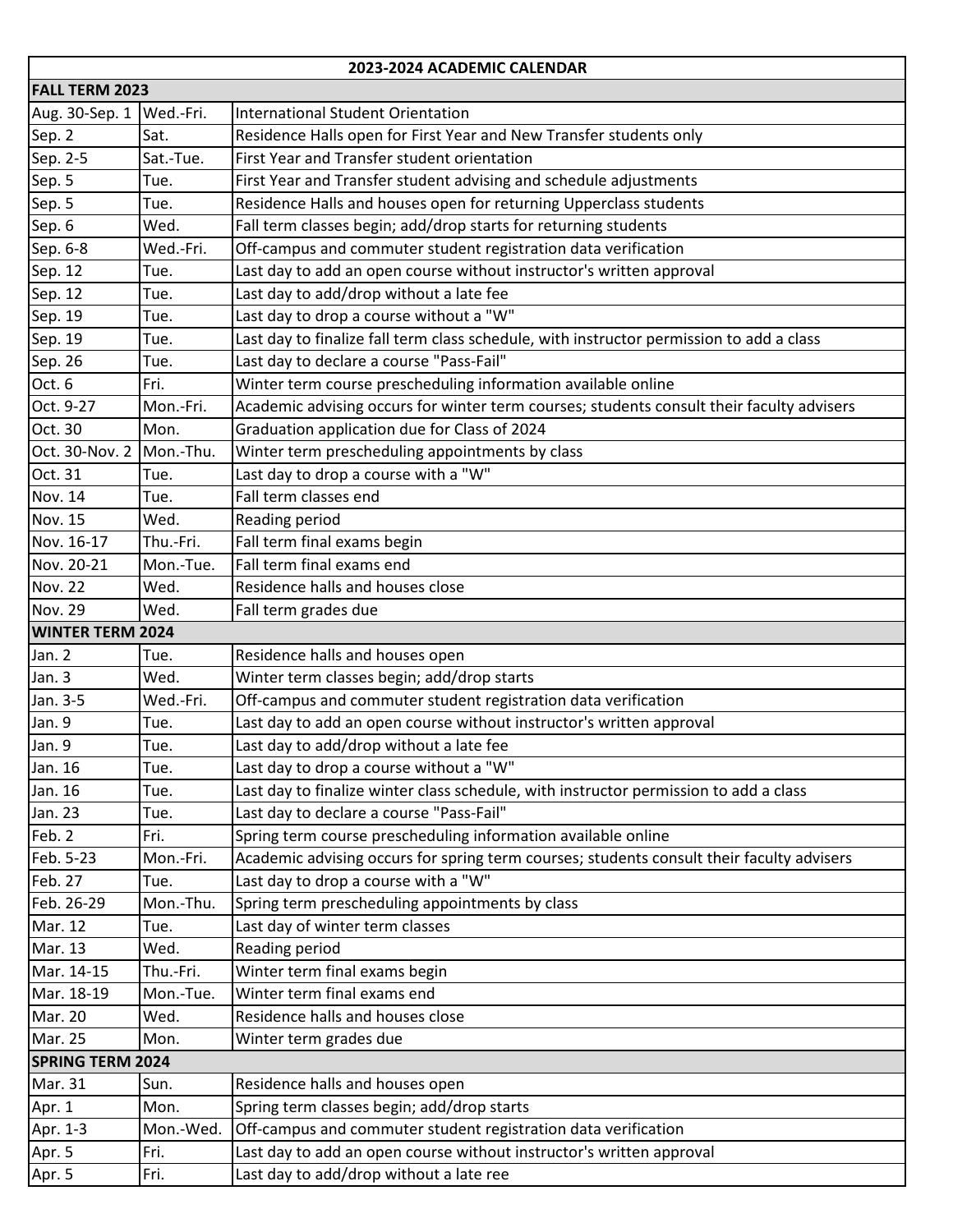| 2023-2024 ACADEMIC CALENDAR | | |
|---|---|---|
| **FALL TERM 2023** | | |
| Aug. 30-Sep. 1 | Wed.-Fri. | International Student Orientation |
| Sep. 2 | Sat. | Residence Halls open for First Year and New Transfer students only |
| Sep. 2-5 | Sat.-Tue. | First Year and Transfer student orientation |
| Sep. 5 | Tue. | First Year and Transfer student advising and schedule adjustments |
| Sep. 5 | Tue. | Residence Halls and houses open for returning Upperclass students |
| Sep. 6 | Wed. | Fall term classes begin; add/drop starts for returning students |
| Sep. 6-8 | Wed.-Fri. | Off-campus and commuter student registration data verification |
| Sep. 12 | Tue. | Last day to add an open course without instructor's written approval |
| Sep. 12 | Tue. | Last day to add/drop without a late fee |
| Sep. 19 | Tue. | Last day to drop a course without a "W" |
| Sep. 19 | Tue. | Last day to finalize fall term class schedule, with instructor permission to add a class |
| Sep. 26 | Tue. | Last day to declare a course "Pass-Fail" |
| Oct. 6 | Fri. | Winter term course prescheduling information available online |
| Oct. 9-27 | Mon.-Fri. | Academic advising occurs for winter term courses; students consult their faculty advisers |
| Oct. 30 | Mon. | Graduation application due for Class of 2024 |
| Oct. 30-Nov. 2 | Mon.-Thu. | Winter term prescheduling appointments by class |
| Oct. 31 | Tue. | Last day to drop a course with a "W" |
| Nov. 14 | Tue. | Fall term classes end |
| Nov. 15 | Wed. | Reading period |
| Nov. 16-17 | Thu.-Fri. | Fall term final exams begin |
| Nov. 20-21 | Mon.-Tue. | Fall term final exams end |
| Nov. 22 | Wed. | Residence halls and houses close |
| Nov. 29 | Wed. | Fall term grades due |
| **WINTER TERM 2024** | | |
| Jan. 2 | Tue. | Residence halls and houses open |
| Jan. 3 | Wed. | Winter term classes begin; add/drop starts |
| Jan. 3-5 | Wed.-Fri. | Off-campus and commuter student registration data verification |
| Jan. 9 | Tue. | Last day to add an open course without instructor's written approval |
| Jan. 9 | Tue. | Last day to add/drop without a late fee |
| Jan. 16 | Tue. | Last day to drop a course without a "W" |
| Jan. 16 | Tue. | Last day to finalize winter class schedule, with instructor permission to add a class |
| Jan. 23 | Tue. | Last day to declare a course "Pass-Fail" |
| Feb. 2 | Fri. | Spring term course prescheduling information available online |
| Feb. 5-23 | Mon.-Fri. | Academic advising occurs for spring term courses; students consult their faculty advisers |
| Feb. 27 | Tue. | Last day to drop a course with a "W" |
| Feb. 26-29 | Mon.-Thu. | Spring term prescheduling appointments by class |
| Mar. 12 | Tue. | Last day of winter term classes |
| Mar. 13 | Wed. | Reading period |
| Mar. 14-15 | Thu.-Fri. | Winter term final exams begin |
| Mar. 18-19 | Mon.-Tue. | Winter term final exams end |
| Mar. 20 | Wed. | Residence halls and houses close |
| Mar. 25 | Mon. | Winter term grades due |
| **SPRING TERM 2024** | | |
| Mar. 31 | Sun. | Residence halls and houses open |
| Apr. 1 | Mon. | Spring term classes begin; add/drop starts |
| Apr. 1-3 | Mon.-Wed. | Off-campus and commuter student registration data verification |
| Apr. 5 | Fri. | Last day to add an open course without instructor's written approval |
| Apr. 5 | Fri. | Last day to add/drop without a late ree |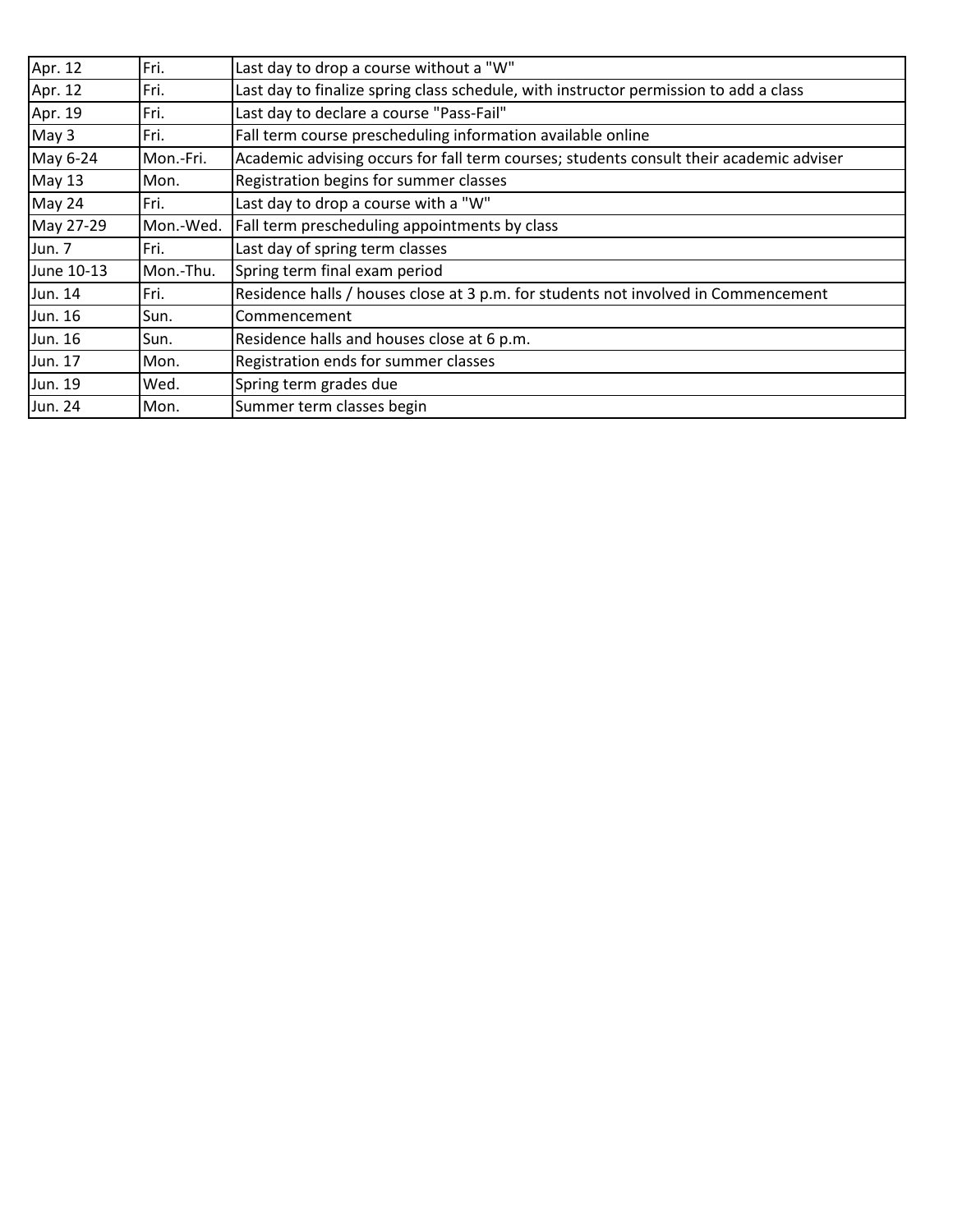| | | |
|---|---|---|
| Apr. 12 | Fri. | Last day to drop a course without a "W" |
| Apr. 12 | Fri. | Last day to finalize spring class schedule, with instructor permission to add a class |
| Apr. 19 | Fri. | Last day to declare a course "Pass-Fail" |
| May 3 | Fri. | Fall term course prescheduling information available online |
| May 6-24 | Mon.-Fri. | Academic advising occurs for fall term courses; students consult their academic adviser |
| May 13 | Mon. | Registration begins for summer classes |
| May 24 | Fri. | Last day to drop a course with a "W" |
| May 27-29 | Mon.-Wed. | Fall term prescheduling appointments by class |
| Jun. 7 | Fri. | Last day of spring term classes |
| June 10-13 | Mon.-Thu. | Spring term final exam period |
| Jun. 14 | Fri. | Residence halls / houses close at 3 p.m. for students not involved in Commencement |
| Jun. 16 | Sun. | Commencement |
| Jun. 16 | Sun. | Residence halls and houses close at 6 p.m. |
| Jun. 17 | Mon. | Registration ends for summer classes |
| Jun. 19 | Wed. | Spring term grades due |
| Jun. 24 | Mon. | Summer term classes begin |